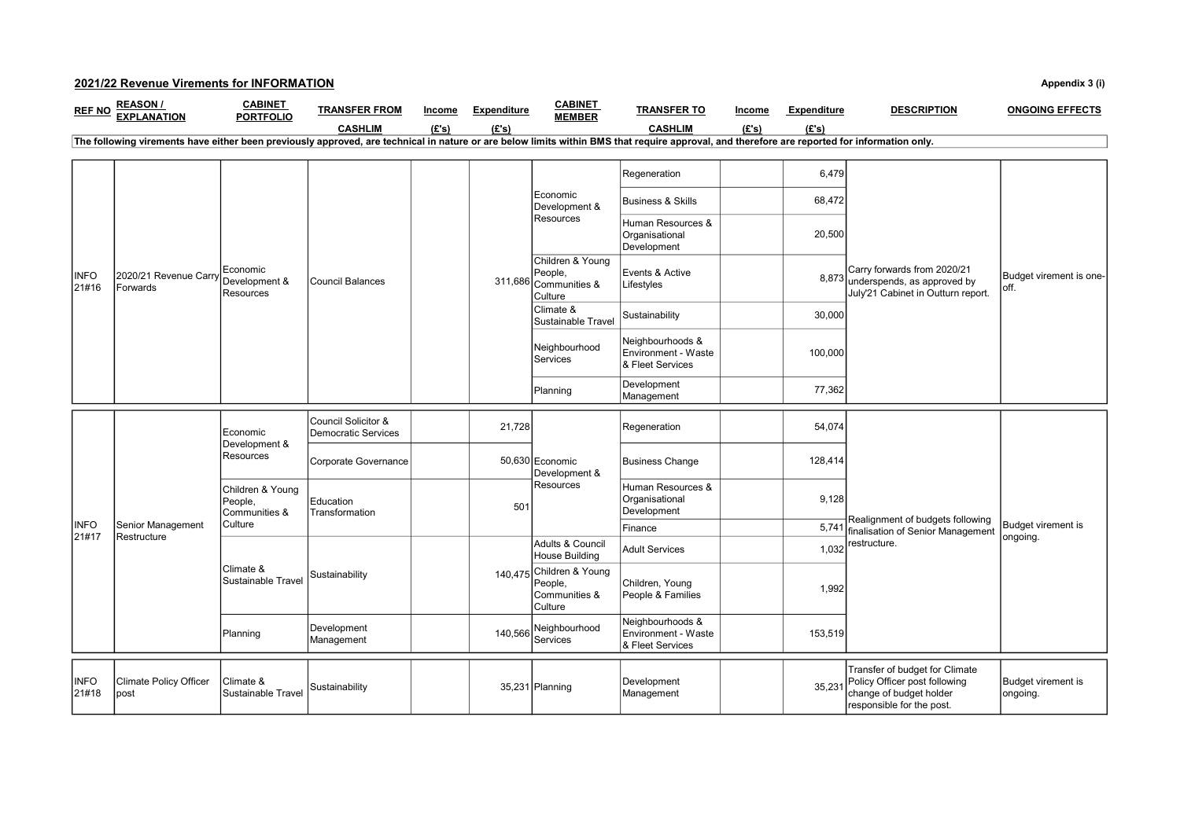## 2021/22 Revenue Virements for INFORMATION

Appendix 3 (i)

| REF NO | REASON / EXPLANATION | CABINET PORTFOLIO | TRANSFER FROM CASHLIM | Income (£'s) | Expenditure (£'s) | CABINET MEMBER | TRANSFER TO CASHLIM | Income (£'s) | Expenditure (£'s) | DESCRIPTION | ONGOING EFFECTS |
|---|---|---|---|---|---|---|---|---|---|---|---|
| The following virements have either been previously approved, are technical in nature or are below limits within BMS that require approval, and therefore are reported for information only. | | | | | | | | | | | |
| INFO 21#16 | 2020/21 Revenue Carry Forwards | Economic Development & Resources | Council Balances | | 311,686 | Economic Development & Resources | Regeneration | | 6,479 | Carry forwards from 2020/21 underspends, as approved by July'21 Cabinet in Outturn report. | Budget virement is one-off. |
| | | | | | | | Business & Skills | | 68,472 | | |
| | | | | | | | Human Resources & Organisational Development | | 20,500 | | |
| | | | | | | Children & Young People, Communities & Culture | Events & Active Lifestyles | | 8,873 | | |
| | | | | | | Climate & Sustainable Travel | Sustainability | | 30,000 | | |
| | | | | | | Neighbourhood Services | Neighbourhoods & Environment - Waste & Fleet Services | | 100,000 | | |
| | | | | | | Planning | Development Management | | 77,362 | | |
| INFO 21#17 | Senior Management Restructure | Economic Development & Resources | Council Solicitor & Democratic Services | | 21,728 | Economic Development & Resources | Regeneration | | 54,074 | Realignment of budgets following finalisation of Senior Management restructure. | Budget virement is ongoing. |
| | | | Corporate Governance | | 50,630 | | Business Change | | 128,414 | | |
| | | Children & Young People, Communities & Culture | Education Transformation | | 501 | | Human Resources & Organisational Development | | 9,128 | | |
| | | | | | | | Finance | | 5,741 | | |
| | | Climate & Sustainable Travel | Sustainability | | 140,475 | Adults & Council House Building | Adult Services | | 1,032 | | |
| | | | | | | Children & Young People, Communities & Culture | Children, Young People & Families | | 1,992 | | |
| | | Planning | Development Management | | 140,566 | Neighbourhood Services | Neighbourhoods & Environment - Waste & Fleet Services | | 153,519 | | |
| INFO 21#18 | Climate Policy Officer post | Climate & Sustainable Travel | Sustainability | | 35,231 | Planning | Development Management | | 35,231 | Transfer of budget for Climate Policy Officer post following change of budget holder responsible for the post. | Budget virement is ongoing. |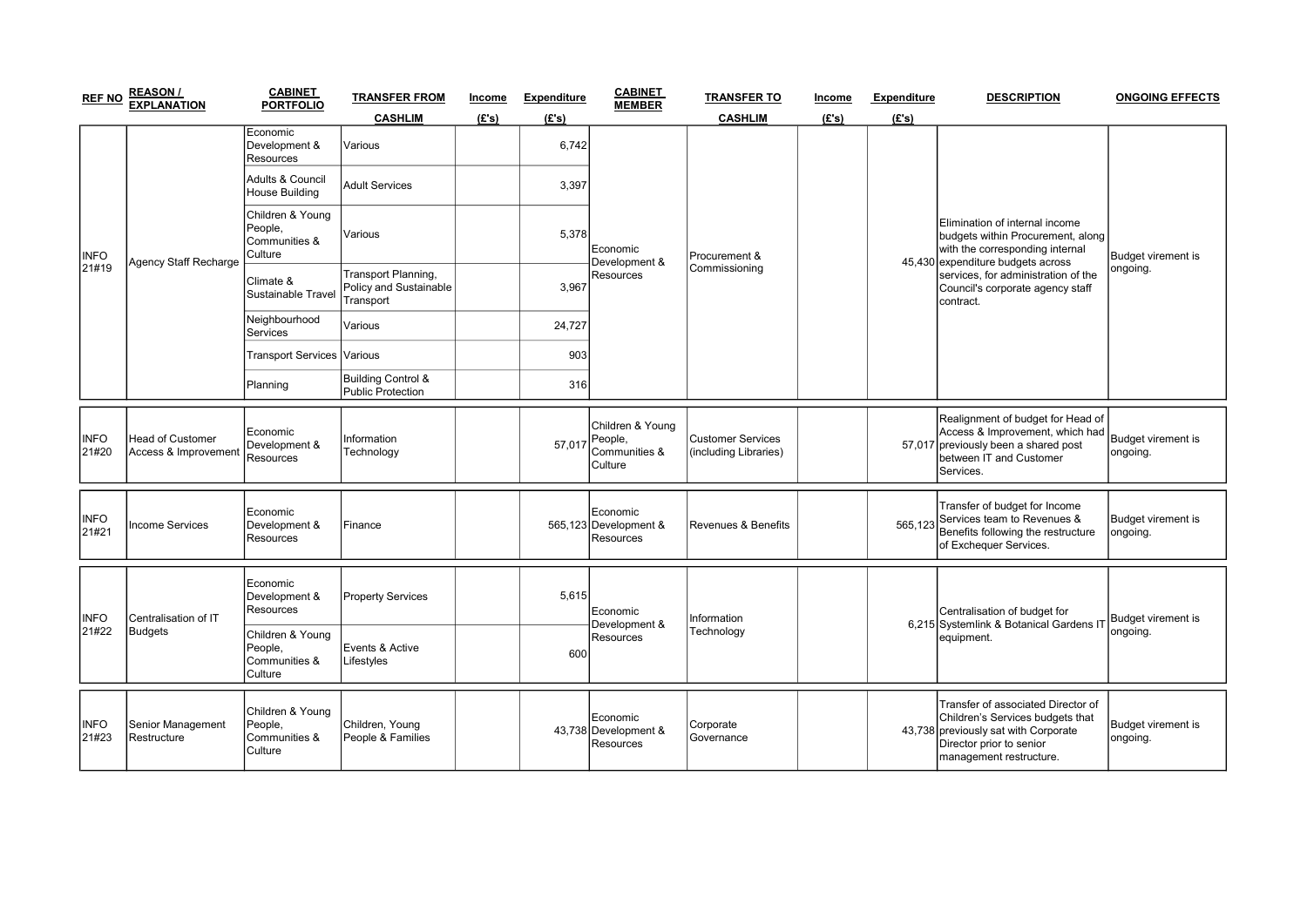| REF NO | REASON / EXPLANATION | CABINET PORTFOLIO | TRANSFER FROM | Income | Expenditure | CABINET MEMBER | TRANSFER TO | Income | Expenditure | DESCRIPTION | ONGOING EFFECTS |
|---|---|---|---|---|---|---|---|---|---|---|---|
| | | | CASHLIM | (£'s) | (£'s) | | CASHLIM | (£'s) | (£'s) | | |
| INFO 21#19 | Agency Staff Recharge | Economic Development & Resources | Various | | 6,742 | Economic Development & Resources | Procurement & Commissioning | | 45,430 | Elimination of internal income budgets within Procurement, along with the corresponding internal expenditure budgets across services, for administration of the Council's corporate agency staff contract. | Budget virement is ongoing. |
| | | Adults & Council House Building | Adult Services | | 3,397 | | | | | | |
| | | Children & Young People, Communities & Culture | Various | | 5,378 | | | | | | |
| | | Climate & Sustainable Travel | Transport Planning, Policy and Sustainable Transport | | 3,967 | | | | | | |
| | | Neighbourhood Services | Various | | 24,727 | | | | | | |
| | | Transport Services | Various | | 903 | | | | | | |
| | | Planning | Building Control & Public Protection | | 316 | | | | | | |
| INFO 21#20 | Head of Customer Access & Improvement | Economic Development & Resources | Information Technology | | 57,017 | Children & Young People, Communities & Culture | Customer Services (including Libraries) | | 57,017 | Realignment of budget for Head of Access & Improvement, which had previously been a shared post between IT and Customer Services. | Budget virement is ongoing. |
| INFO 21#21 | Income Services | Economic Development & Resources | Finance | | 565,123 | Economic Development & Resources | Revenues & Benefits | | 565,123 | Transfer of budget for Income Services team to Revenues & Benefits following the restructure of Exchequer Services. | Budget virement is ongoing. |
| INFO 21#22 | Centralisation of IT Budgets | Economic Development & Resources | Property Services | | 5,615 | Economic Development & Resources | Information Technology | | 6,215 | Centralisation of budget for Systemlink & Botanical Gardens IT equipment. | Budget virement is ongoing. |
| | | Children & Young People, Communities & Culture | Events & Active Lifestyles | | 600 | | | | | | |
| INFO 21#23 | Senior Management Restructure | Children & Young People, Communities & Culture | Children, Young People & Families | | 43,738 | Economic Development & Resources | Corporate Governance | | 43,738 | Transfer of associated Director of Children's Services budgets that previously sat with Corporate Director prior to senior management restructure. | Budget virement is ongoing. |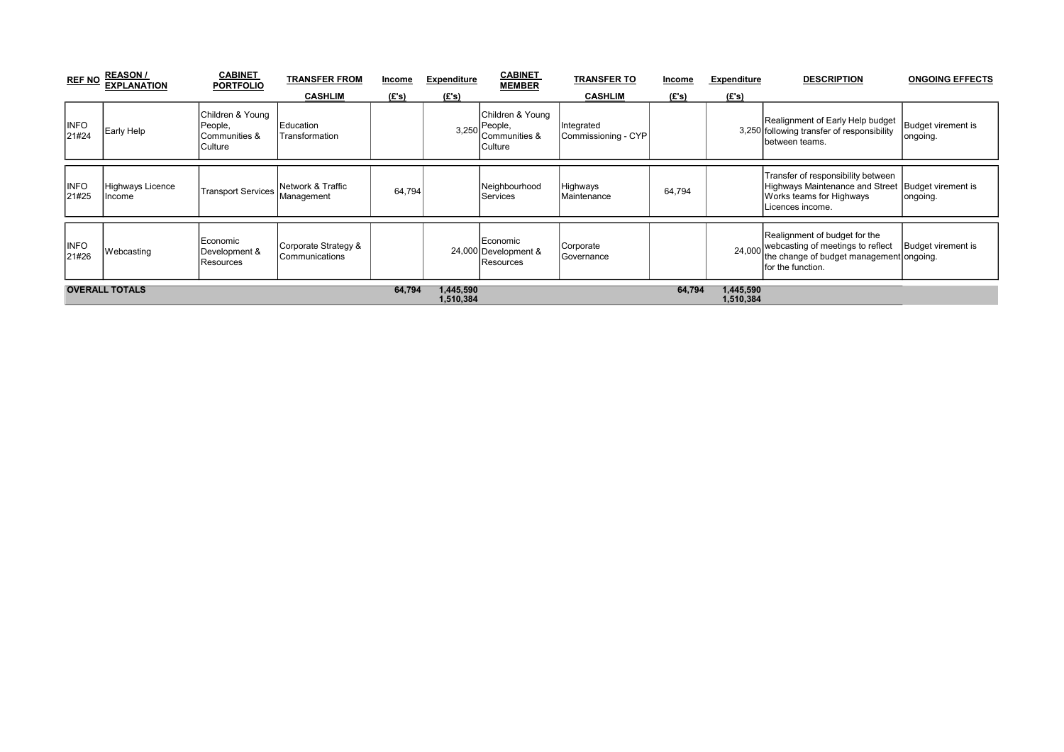| REF NO | REASON / EXPLANATION | CABINET PORTFOLIO | TRANSFER FROM CASHLIM | Income (£'s) | Expenditure (£'s) | CABINET MEMBER | TRANSFER TO CASHLIM | Income (£'s) | Expenditure (£'s) | DESCRIPTION | ONGOING EFFECTS |
|---|---|---|---|---|---|---|---|---|---|---|---|
| INFO 21#24 | Early Help | Children & Young People, Communities & Culture | Education Transformation | | 3,250 | Children & Young People, Communities & Culture | Integrated Commissioning - CYP | | 3,250 | Realignment of Early Help budget following transfer of responsibility between teams. | Budget virement is ongoing. |
| INFO 21#25 | Highways Licence Income | Transport Services | Network & Traffic Management | 64,794 | | Neighbourhood Services | Highways Maintenance | 64,794 | | Transfer of responsibility between Highways Maintenance and Street Works teams for Highways Licences income. | Budget virement is ongoing. |
| INFO 21#26 | Webcasting | Economic Development & Resources | Corporate Strategy & Communications | | 24,000 | Economic Development & Resources | Corporate Governance | | 24,000 | Realignment of budget for the webcasting of meetings to reflect the change of budget management for the function. | Budget virement is ongoing. |
| **OVERALL TOTALS** | | | | **64,794** | **1,445,590** **1,510,384** | | | **64,794** | **1,445,590** **1,510,384** | | |